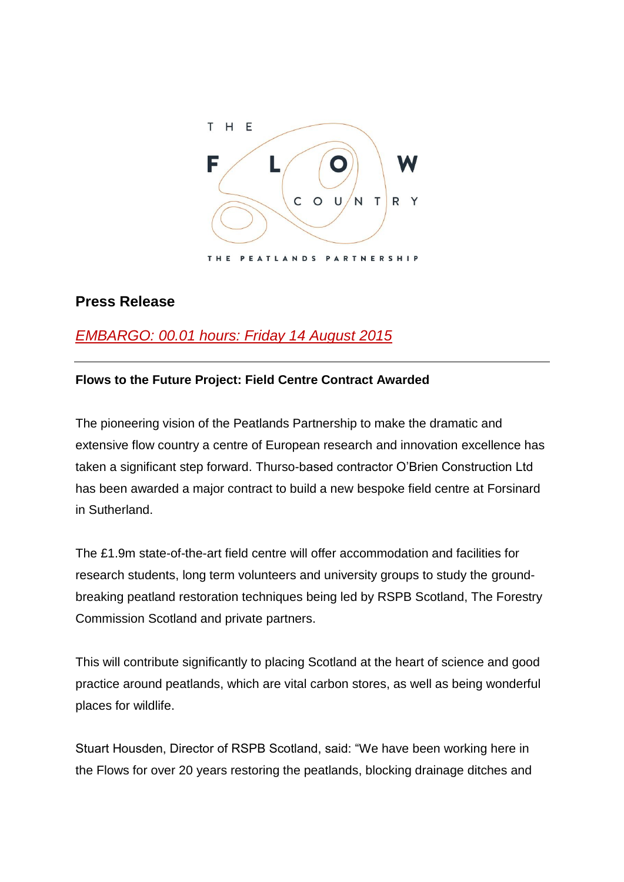THE FLOW COUNTRY

THE PEATLANDS PARTNERSHIP

## Press Release

*EMBARGO: 00.01 hours: Friday 14 August 2015*

---

**Flows to the Future Project: Field Centre Contract Awarded**

The pioneering vision of the Peatlands Partnership to make the dramatic and extensive flow country a centre of European research and innovation excellence has taken a significant step forward. Thurso-based contractor O'Brien Construction Ltd has been awarded a major contract to build a new bespoke field centre at Forsinard in Sutherland.

The £1.9m state-of-the-art field centre will offer accommodation and facilities for research students, long term volunteers and university groups to study the ground-breaking peatland restoration techniques being led by RSPB Scotland, The Forestry Commission Scotland and private partners.

This will contribute significantly to placing Scotland at the heart of science and good practice around peatlands, which are vital carbon stores, as well as being wonderful places for wildlife.

Stuart Housden, Director of RSPB Scotland, said: "We have been working here in the Flows for over 20 years restoring the peatlands, blocking drainage ditches and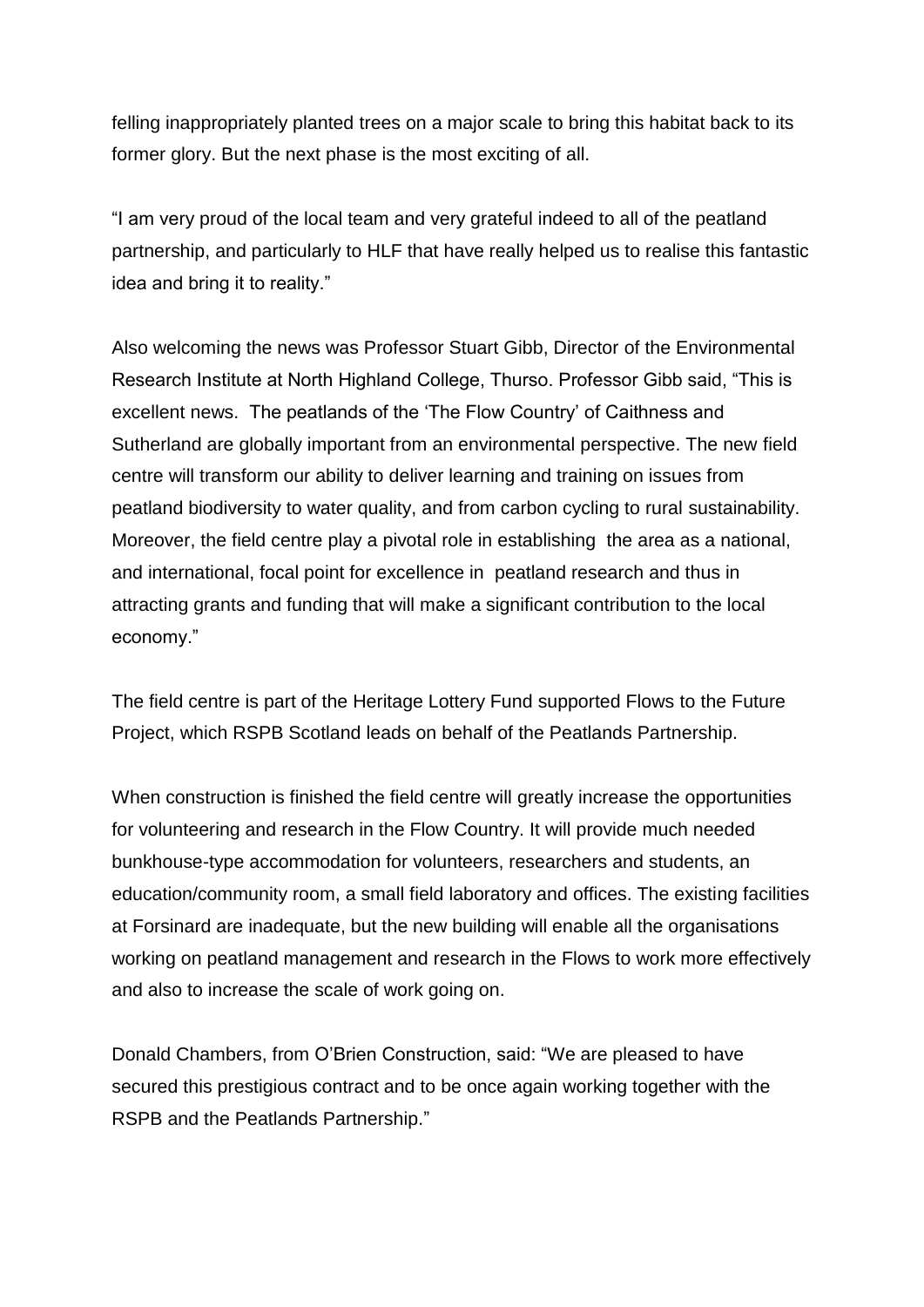felling inappropriately planted trees on a major scale to bring this habitat back to its former glory. But the next phase is the most exciting of all.

“I am very proud of the local team and very grateful indeed to all of the peatland partnership, and particularly to HLF that have really helped us to realise this fantastic idea and bring it to reality.”

Also welcoming the news was Professor Stuart Gibb, Director of the Environmental Research Institute at North Highland College, Thurso. Professor Gibb said, “This is excellent news. The peatlands of the ‘The Flow Country’ of Caithness and Sutherland are globally important from an environmental perspective. The new field centre will transform our ability to deliver learning and training on issues from peatland biodiversity to water quality, and from carbon cycling to rural sustainability. Moreover, the field centre play a pivotal role in establishing the area as a national, and international, focal point for excellence in peatland research and thus in attracting grants and funding that will make a significant contribution to the local economy.”

The field centre is part of the Heritage Lottery Fund supported Flows to the Future Project, which RSPB Scotland leads on behalf of the Peatlands Partnership.

When construction is finished the field centre will greatly increase the opportunities for volunteering and research in the Flow Country. It will provide much needed bunkhouse-type accommodation for volunteers, researchers and students, an education/community room, a small field laboratory and offices. The existing facilities at Forsinard are inadequate, but the new building will enable all the organisations working on peatland management and research in the Flows to work more effectively and also to increase the scale of work going on.

Donald Chambers, from O’Brien Construction, said: “We are pleased to have secured this prestigious contract and to be once again working together with the RSPB and the Peatlands Partnership.”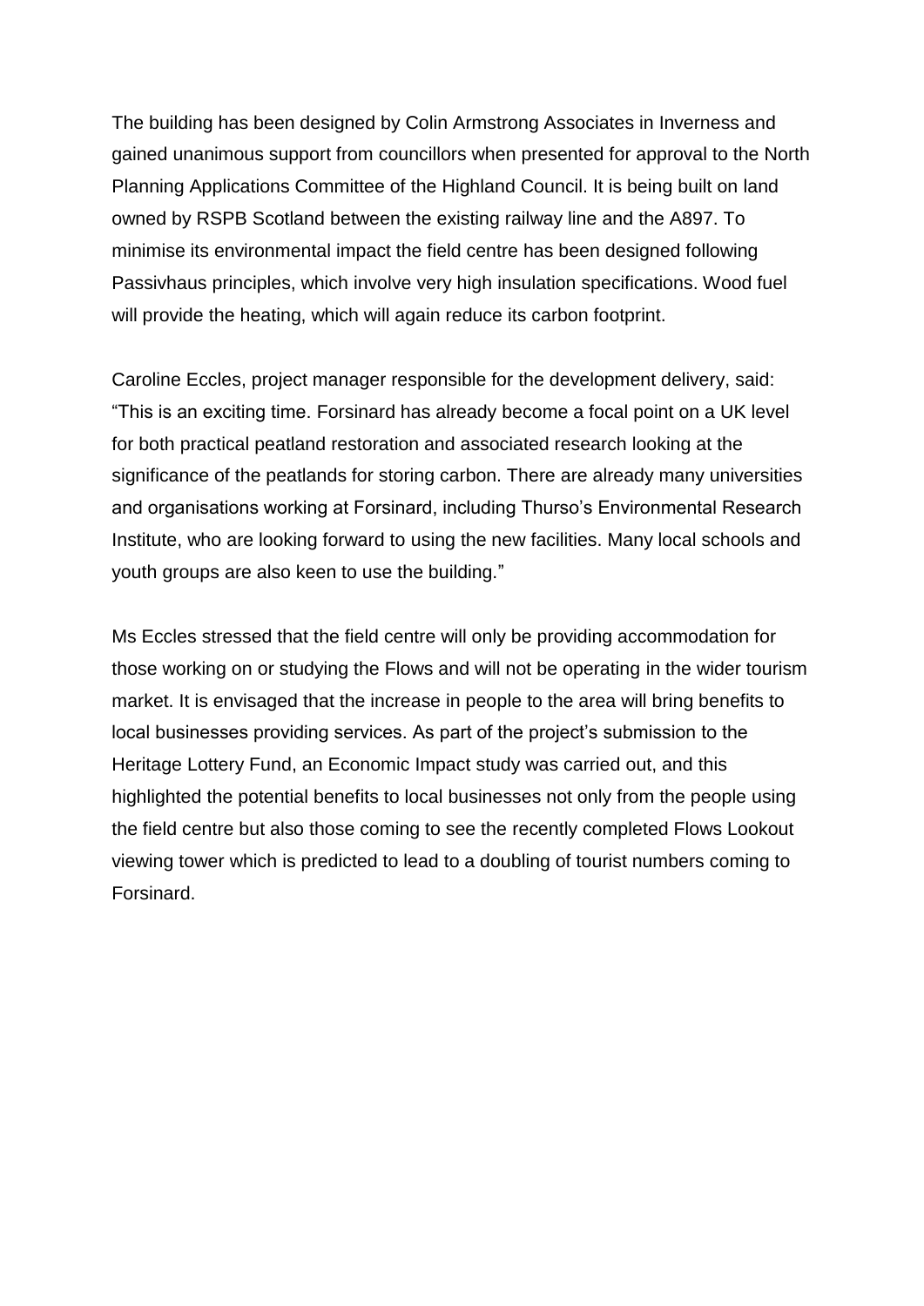The building has been designed by Colin Armstrong Associates in Inverness and gained unanimous support from councillors when presented for approval to the North Planning Applications Committee of the Highland Council. It is being built on land owned by RSPB Scotland between the existing railway line and the A897. To minimise its environmental impact the field centre has been designed following Passivhaus principles, which involve very high insulation specifications. Wood fuel will provide the heating, which will again reduce its carbon footprint.

Caroline Eccles, project manager responsible for the development delivery, said: “This is an exciting time. Forsinard has already become a focal point on a UK level for both practical peatland restoration and associated research looking at the significance of the peatlands for storing carbon. There are already many universities and organisations working at Forsinard, including Thurso’s Environmental Research Institute, who are looking forward to using the new facilities. Many local schools and youth groups are also keen to use the building.”

Ms Eccles stressed that the field centre will only be providing accommodation for those working on or studying the Flows and will not be operating in the wider tourism market. It is envisaged that the increase in people to the area will bring benefits to local businesses providing services. As part of the project’s submission to the Heritage Lottery Fund, an Economic Impact study was carried out, and this highlighted the potential benefits to local businesses not only from the people using the field centre but also those coming to see the recently completed Flows Lookout viewing tower which is predicted to lead to a doubling of tourist numbers coming to Forsinard.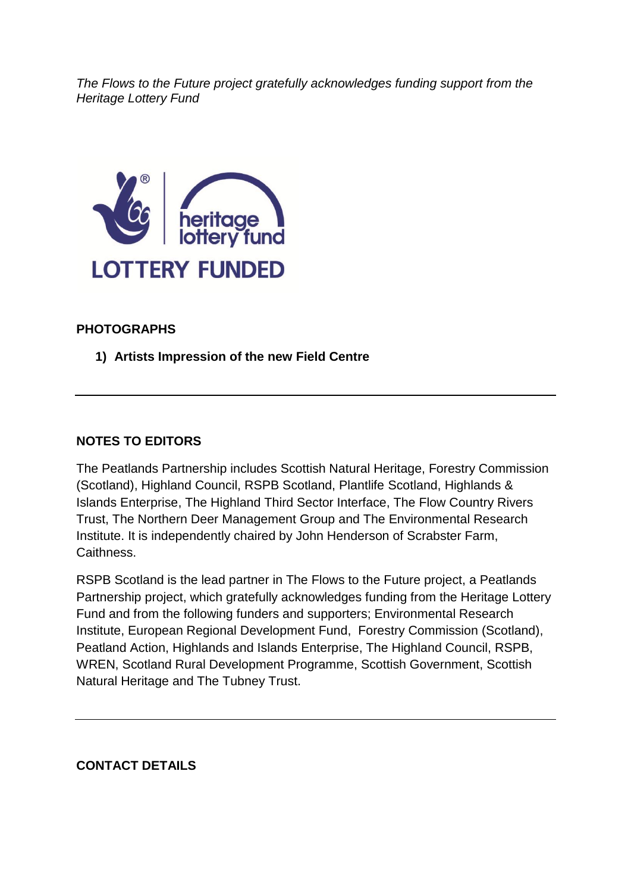*The Flows to the Future project gratefully acknowledges funding support from the Heritage Lottery Fund*

**PHOTOGRAPHS**

1) **Artists Impression of the new Field Centre**

---

**NOTES TO EDITORS**

The Peatlands Partnership includes Scottish Natural Heritage, Forestry Commission (Scotland), Highland Council, RSPB Scotland, Plantlife Scotland, Highlands & Islands Enterprise, The Highland Third Sector Interface, The Flow Country Rivers Trust, The Northern Deer Management Group and The Environmental Research Institute. It is independently chaired by John Henderson of Scrabster Farm, Caithness.

RSPB Scotland is the lead partner in The Flows to the Future project, a Peatlands Partnership project, which gratefully acknowledges funding from the Heritage Lottery Fund and from the following funders and supporters; Environmental Research Institute, European Regional Development Fund, Forestry Commission (Scotland), Peatland Action, Highlands and Islands Enterprise, The Highland Council, RSPB, WREN, Scotland Rural Development Programme, Scottish Government, Scottish Natural Heritage and The Tubney Trust.

---

**CONTACT DETAILS**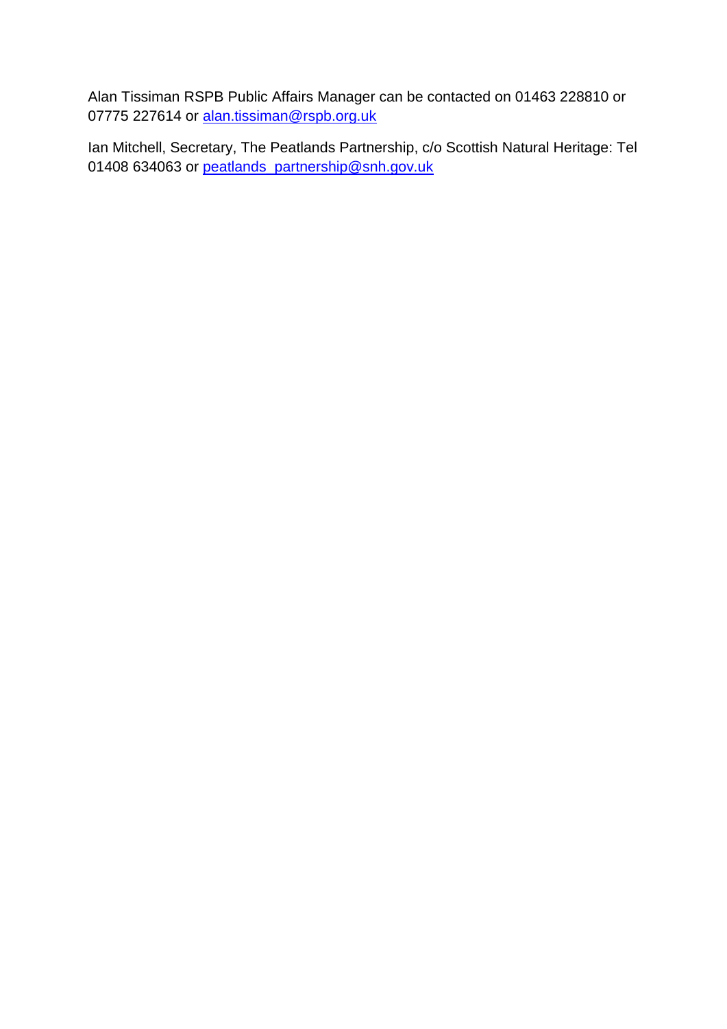Alan Tissiman RSPB Public Affairs Manager can be contacted on 01463 228810 or 07775 227614 or alan.tissiman@rspb.org.uk

Ian Mitchell, Secretary, The Peatlands Partnership, c/o Scottish Natural Heritage: Tel 01408 634063 or peatlands_partnership@snh.gov.uk